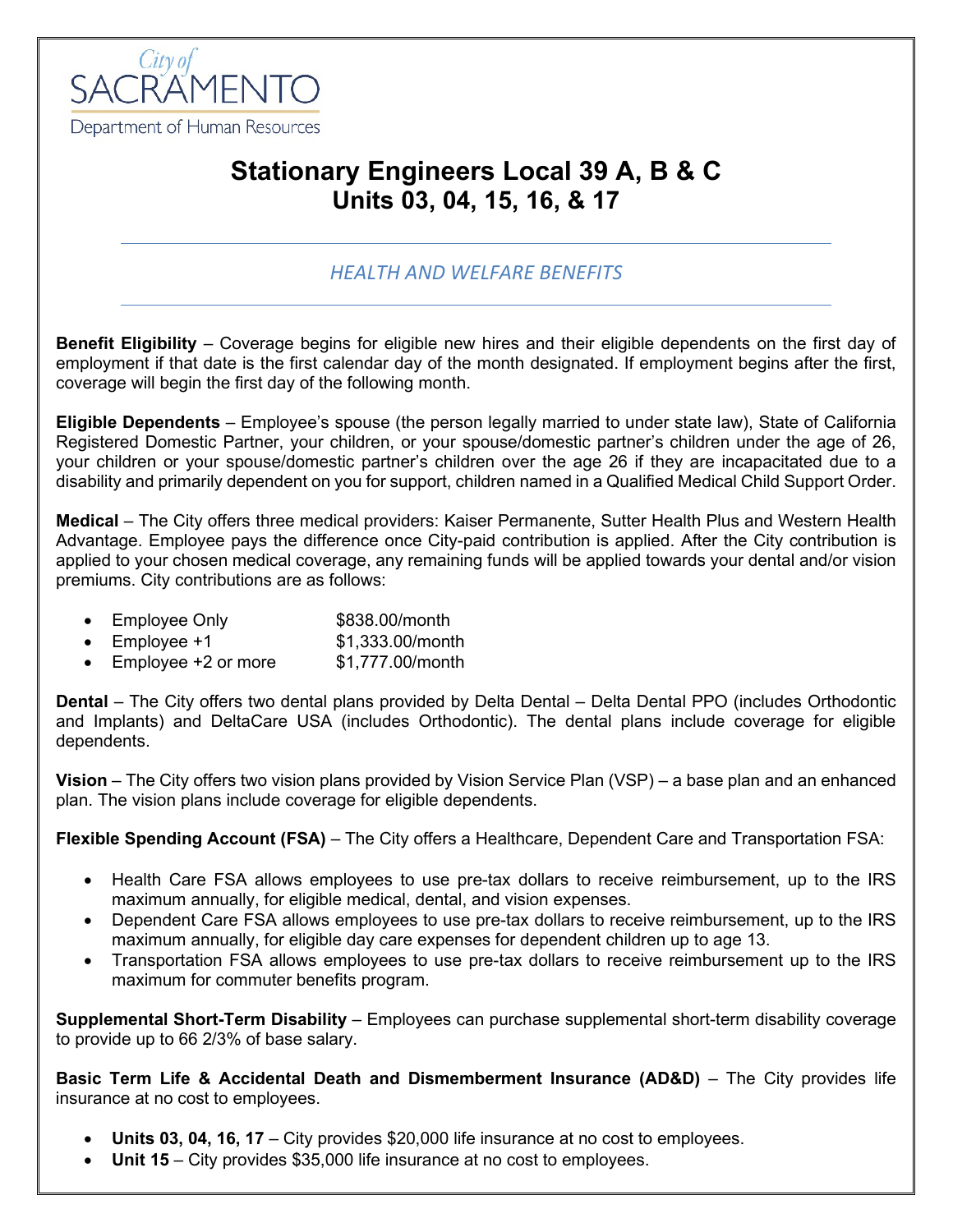City of SACRAMENTO
Department of Human Resources

# Stationary Engineers Local 39 A, B & C
# Units 03, 04, 15, 16, & 17

## *HEALTH AND WELFARE BENEFITS*

**Benefit Eligibility** – Coverage begins for eligible new hires and their eligible dependents on the first day of employment if that date is the first calendar day of the month designated. If employment begins after the first, coverage will begin the first day of the following month.

**Eligible Dependents** – Employee's spouse (the person legally married to under state law), State of California Registered Domestic Partner, your children, or your spouse/domestic partner's children under the age of 26, your children or your spouse/domestic partner's children over the age 26 if they are incapacitated due to a disability and primarily dependent on you for support, children named in a Qualified Medical Child Support Order.

**Medical** – The City offers three medical providers: Kaiser Permanente, Sutter Health Plus and Western Health Advantage. Employee pays the difference once City-paid contribution is applied. After the City contribution is applied to your chosen medical coverage, any remaining funds will be applied towards your dental and/or vision premiums. City contributions are as follows:

- Employee Only $838.00/month
- Employee +1 $1,333.00/month
- Employee +2 or more $1,777.00/month

**Dental** – The City offers two dental plans provided by Delta Dental – Delta Dental PPO (includes Orthodontic and Implants) and DeltaCare USA (includes Orthodontic). The dental plans include coverage for eligible dependents.

**Vision** – The City offers two vision plans provided by Vision Service Plan (VSP) – a base plan and an enhanced plan. The vision plans include coverage for eligible dependents.

**Flexible Spending Account (FSA)** – The City offers a Healthcare, Dependent Care and Transportation FSA:

- Health Care FSA allows employees to use pre-tax dollars to receive reimbursement, up to the IRS maximum annually, for eligible medical, dental, and vision expenses.
- Dependent Care FSA allows employees to use pre-tax dollars to receive reimbursement, up to the IRS maximum annually, for eligible day care expenses for dependent children up to age 13.
- Transportation FSA allows employees to use pre-tax dollars to receive reimbursement up to the IRS maximum for commuter benefits program.

**Supplemental Short-Term Disability** – Employees can purchase supplemental short-term disability coverage to provide up to 66 2/3% of base salary.

**Basic Term Life & Accidental Death and Dismemberment Insurance (AD&D)** – The City provides life insurance at no cost to employees.

- **Units 03, 04, 16, 17** – City provides $20,000 life insurance at no cost to employees.
- **Unit 15** – City provides $35,000 life insurance at no cost to employees.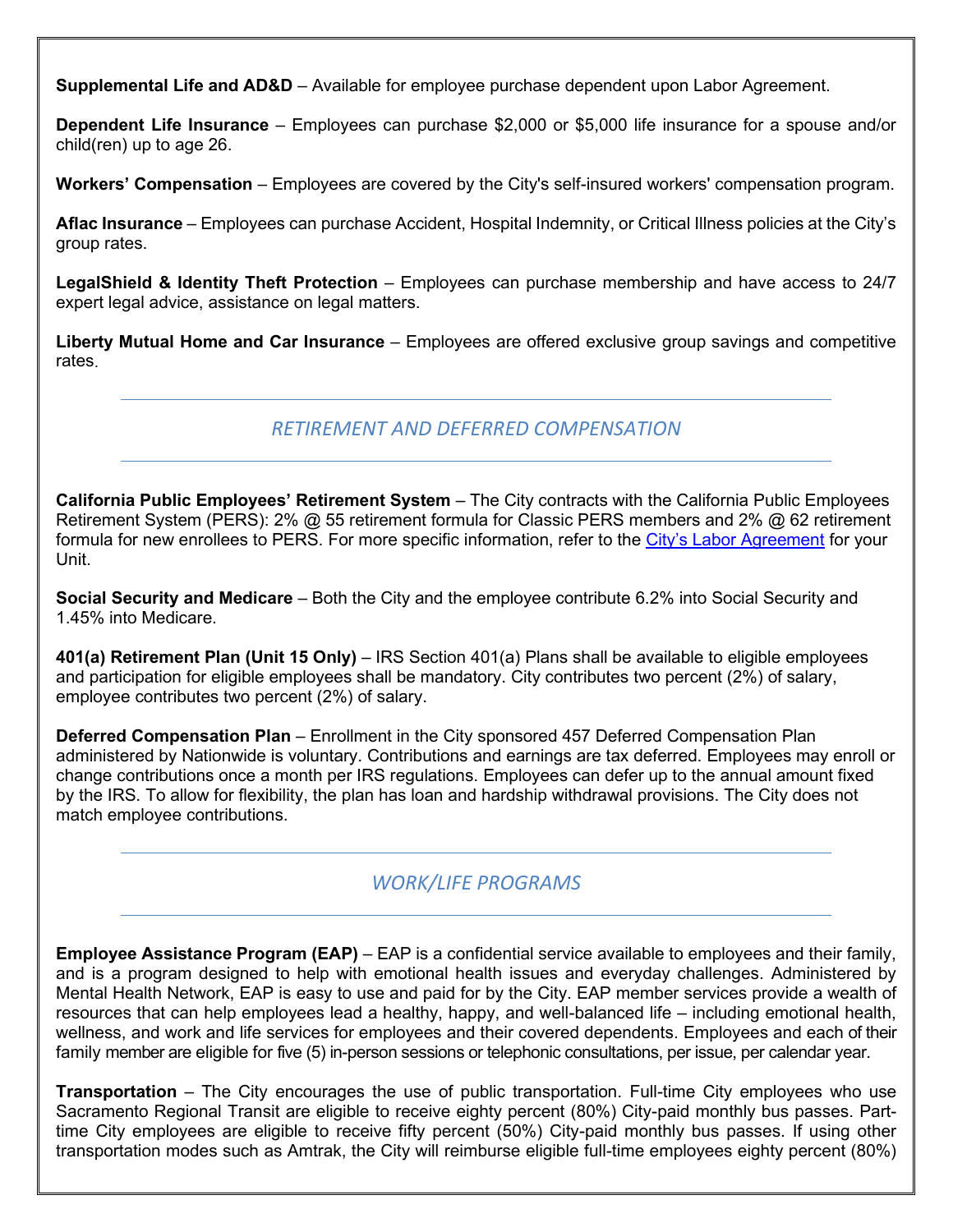**Supplemental Life and AD&D** – Available for employee purchase dependent upon Labor Agreement.

**Dependent Life Insurance** – Employees can purchase $2,000 or $5,000 life insurance for a spouse and/or child(ren) up to age 26.

**Workers' Compensation** – Employees are covered by the City's self-insured workers' compensation program.

**Aflac Insurance** – Employees can purchase Accident, Hospital Indemnity, or Critical Illness policies at the City's group rates.

**LegalShield & Identity Theft Protection** – Employees can purchase membership and have access to 24/7 expert legal advice, assistance on legal matters.

**Liberty Mutual Home and Car Insurance** – Employees are offered exclusive group savings and competitive rates.

## *RETIREMENT AND DEFERRED COMPENSATION*

**California Public Employees' Retirement System** – The City contracts with the California Public Employees Retirement System (PERS): 2% @ 55 retirement formula for Classic PERS members and 2% @ 62 retirement formula for new enrollees to PERS. For more specific information, refer to the City's Labor Agreement for your Unit.

**Social Security and Medicare** – Both the City and the employee contribute 6.2% into Social Security and 1.45% into Medicare.

**401(a) Retirement Plan (Unit 15 Only)** – IRS Section 401(a) Plans shall be available to eligible employees and participation for eligible employees shall be mandatory. City contributes two percent (2%) of salary, employee contributes two percent (2%) of salary.

**Deferred Compensation Plan** – Enrollment in the City sponsored 457 Deferred Compensation Plan administered by Nationwide is voluntary. Contributions and earnings are tax deferred. Employees may enroll or change contributions once a month per IRS regulations. Employees can defer up to the annual amount fixed by the IRS. To allow for flexibility, the plan has loan and hardship withdrawal provisions. The City does not match employee contributions.

## *WORK/LIFE PROGRAMS*

**Employee Assistance Program (EAP)** – EAP is a confidential service available to employees and their family, and is a program designed to help with emotional health issues and everyday challenges. Administered by Mental Health Network, EAP is easy to use and paid for by the City. EAP member services provide a wealth of resources that can help employees lead a healthy, happy, and well-balanced life – including emotional health, wellness, and work and life services for employees and their covered dependents. Employees and each of their family member are eligible for five (5) in-person sessions or telephonic consultations, per issue, per calendar year.

**Transportation** – The City encourages the use of public transportation. Full-time City employees who use Sacramento Regional Transit are eligible to receive eighty percent (80%) City-paid monthly bus passes. Part-time City employees are eligible to receive fifty percent (50%) City-paid monthly bus passes. If using other transportation modes such as Amtrak, the City will reimburse eligible full-time employees eighty percent (80%)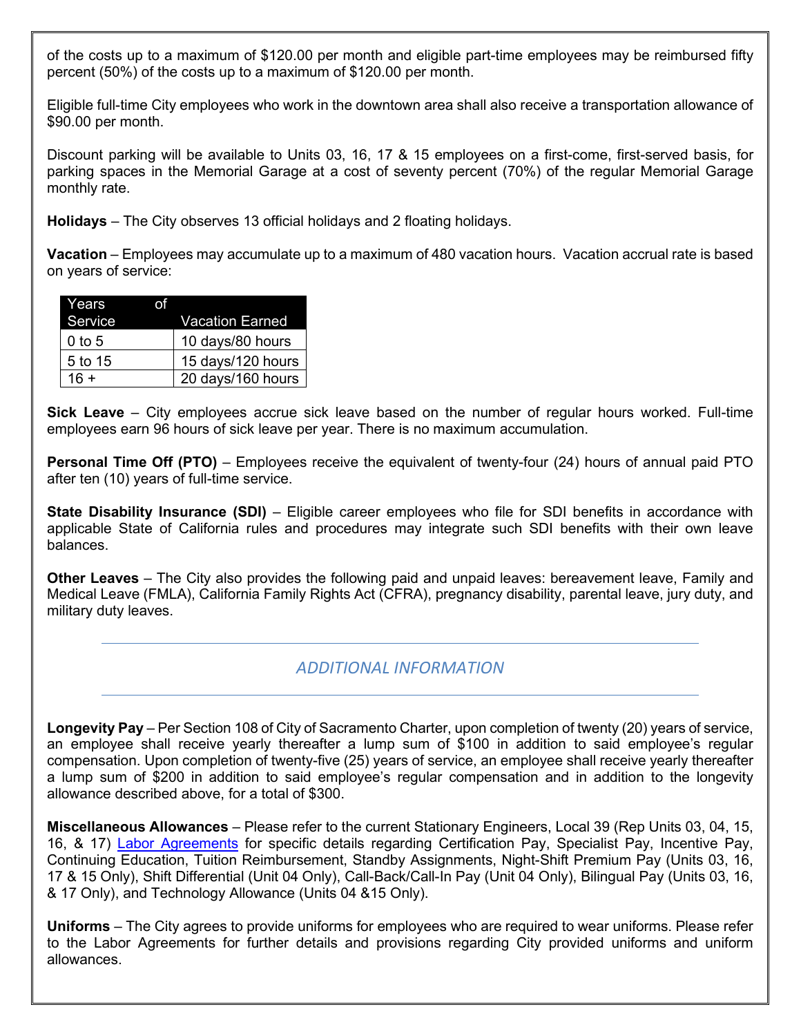of the costs up to a maximum of $120.00 per month and eligible part-time employees may be reimbursed fifty percent (50%) of the costs up to a maximum of $120.00 per month.

Eligible full-time City employees who work in the downtown area shall also receive a transportation allowance of $90.00 per month.

Discount parking will be available to Units 03, 16, 17 & 15 employees on a first-come, first-served basis, for parking spaces in the Memorial Garage at a cost of seventy percent (70%) of the regular Memorial Garage monthly rate.

**Holidays** – The City observes 13 official holidays and 2 floating holidays.

**Vacation** – Employees may accumulate up to a maximum of 480 vacation hours. Vacation accrual rate is based on years of service:

| Years of Service | Vacation Earned |
|---|---|
| 0 to 5 | 10 days/80 hours |
| 5 to 15 | 15 days/120 hours |
| 16 + | 20 days/160 hours |

**Sick Leave** – City employees accrue sick leave based on the number of regular hours worked. Full-time employees earn 96 hours of sick leave per year. There is no maximum accumulation.

**Personal Time Off (PTO)** – Employees receive the equivalent of twenty-four (24) hours of annual paid PTO after ten (10) years of full-time service.

**State Disability Insurance (SDI)** – Eligible career employees who file for SDI benefits in accordance with applicable State of California rules and procedures may integrate such SDI benefits with their own leave balances.

**Other Leaves** – The City also provides the following paid and unpaid leaves: bereavement leave, Family and Medical Leave (FMLA), California Family Rights Act (CFRA), pregnancy disability, parental leave, jury duty, and military duty leaves.

## *ADDITIONAL INFORMATION*

**Longevity Pay** – Per Section 108 of City of Sacramento Charter, upon completion of twenty (20) years of service, an employee shall receive yearly thereafter a lump sum of $100 in addition to said employee's regular compensation. Upon completion of twenty-five (25) years of service, an employee shall receive yearly thereafter a lump sum of $200 in addition to said employee's regular compensation and in addition to the longevity allowance described above, for a total of $300.

**Miscellaneous Allowances** – Please refer to the current Stationary Engineers, Local 39 (Rep Units 03, 04, 15, 16, & 17) Labor Agreements for specific details regarding Certification Pay, Specialist Pay, Incentive Pay, Continuing Education, Tuition Reimbursement, Standby Assignments, Night-Shift Premium Pay (Units 03, 16, 17 & 15 Only), Shift Differential (Unit 04 Only), Call-Back/Call-In Pay (Unit 04 Only), Bilingual Pay (Units 03, 16, & 17 Only), and Technology Allowance (Units 04 &15 Only).

**Uniforms** – The City agrees to provide uniforms for employees who are required to wear uniforms. Please refer to the Labor Agreements for further details and provisions regarding City provided uniforms and uniform allowances.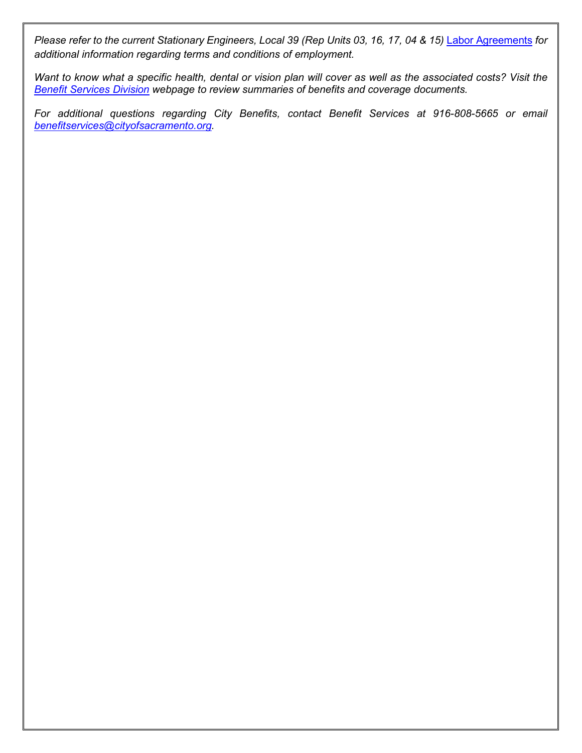*Please refer to the current Stationary Engineers, Local 39 (Rep Units 03, 16, 17, 04 & 15)* Labor Agreements *for additional information regarding terms and conditions of employment.*

*Want to know what a specific health, dental or vision plan will cover as well as the associated costs? Visit the Benefit Services Division webpage to review summaries of benefits and coverage documents.*

*For additional questions regarding City Benefits, contact Benefit Services at 916-808-5665 or email benefitservices@cityofsacramento.org.*